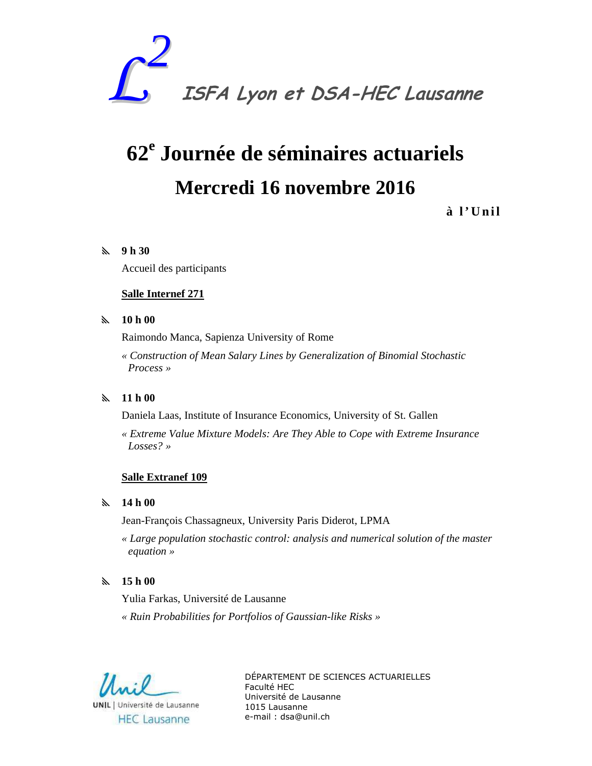$\mathcal{L}^2$ **ISFA Lyon et DSA-HEC Lausanne**

# 62[e] Journée de séminaires actuariels

## Mercredi 16 novembre 2016

**à l'Unil**

- **9 h 30**

  Accueil des participants

**<u>Salle Internef 271</u>**

- **10 h 00**

  Raimondo Manca, Sapienza University of Rome

  *« Construction of Mean Salary Lines by Generalization of Binomial Stochastic Process »*

- **11 h 00**

  Daniela Laas, Institute of Insurance Economics, University of St. Gallen

  *« Extreme Value Mixture Models: Are They Able to Cope with Extreme Insurance Losses? »*

**<u>Salle Extranef 109</u>**

- **14 h 00**

  Jean-François Chassagneux, University Paris Diderot, LPMA

  *« Large population stochastic control: analysis and numerical solution of the master equation »*

- **15 h 00**

  Yulia Farkas, Université de Lausanne

  *« Ruin Probabilities for Portfolios of Gaussian-like Risks »*

Unil
UNIL | Université de Lausanne
HEC Lausanne

DÉPARTEMENT DE SCIENCES ACTUARIELLES
Faculté HEC
Université de Lausanne
1015 Lausanne
e-mail : dsa@unil.ch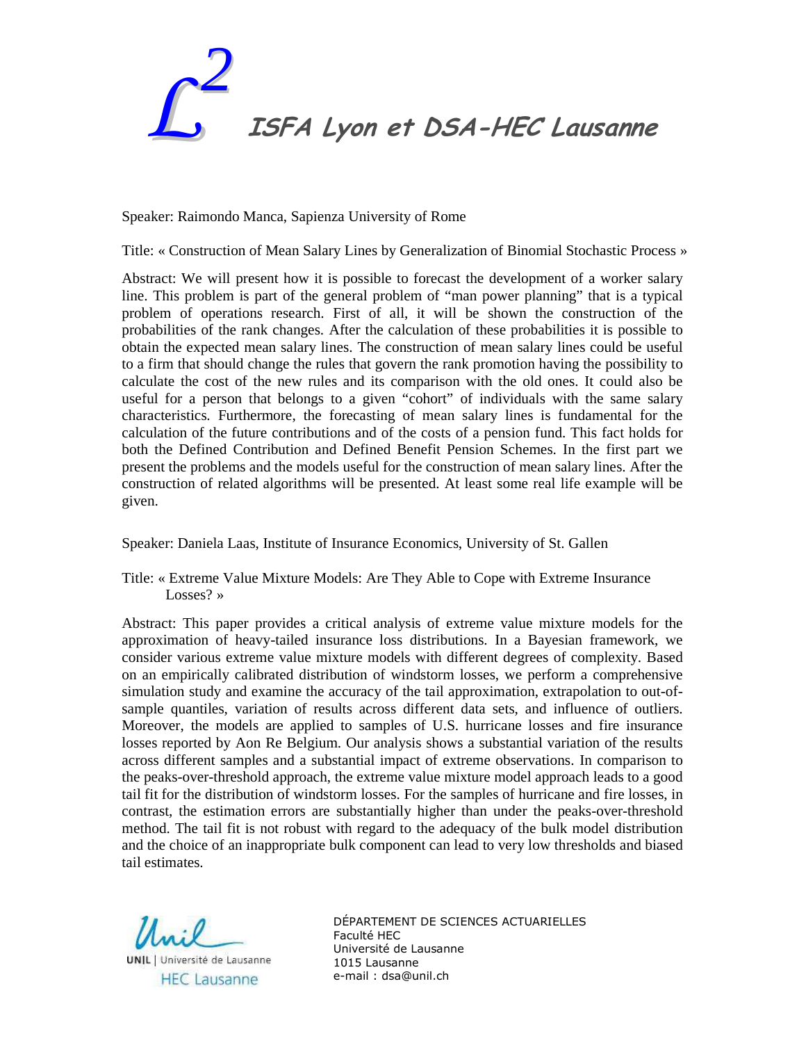# $L^2$ ISFA Lyon et DSA-HEC Lausanne

Speaker: Raimondo Manca, Sapienza University of Rome

Title: « Construction of Mean Salary Lines by Generalization of Binomial Stochastic Process »

Abstract: We will present how it is possible to forecast the development of a worker salary line. This problem is part of the general problem of "man power planning" that is a typical problem of operations research. First of all, it will be shown the construction of the probabilities of the rank changes. After the calculation of these probabilities it is possible to obtain the expected mean salary lines. The construction of mean salary lines could be useful to a firm that should change the rules that govern the rank promotion having the possibility to calculate the cost of the new rules and its comparison with the old ones. It could also be useful for a person that belongs to a given "cohort" of individuals with the same salary characteristics. Furthermore, the forecasting of mean salary lines is fundamental for the calculation of the future contributions and of the costs of a pension fund. This fact holds for both the Defined Contribution and Defined Benefit Pension Schemes. In the first part we present the problems and the models useful for the construction of mean salary lines. After the construction of related algorithms will be presented. At least some real life example will be given.

Speaker: Daniela Laas, Institute of Insurance Economics, University of St. Gallen

Title: « Extreme Value Mixture Models: Are They Able to Cope with Extreme Insurance Losses? »

Abstract: This paper provides a critical analysis of extreme value mixture models for the approximation of heavy-tailed insurance loss distributions. In a Bayesian framework, we consider various extreme value mixture models with different degrees of complexity. Based on an empirically calibrated distribution of windstorm losses, we perform a comprehensive simulation study and examine the accuracy of the tail approximation, extrapolation to out-of-sample quantiles, variation of results across different data sets, and influence of outliers. Moreover, the models are applied to samples of U.S. hurricane losses and fire insurance losses reported by Aon Re Belgium. Our analysis shows a substantial variation of the results across different samples and a substantial impact of extreme observations. In comparison to the peaks-over-threshold approach, the extreme value mixture model approach leads to a good tail fit for the distribution of windstorm losses. For the samples of hurricane and fire losses, in contrast, the estimation errors are substantially higher than under the peaks-over-threshold method. The tail fit is not robust with regard to the adequacy of the bulk model distribution and the choice of an inappropriate bulk component can lead to very low thresholds and biased tail estimates.

Unil | Université de Lausanne
HEC Lausanne

DÉPARTEMENT DE SCIENCES ACTUARIELLES
Faculté HEC
Université de Lausanne
1015 Lausanne
e-mail : dsa@unil.ch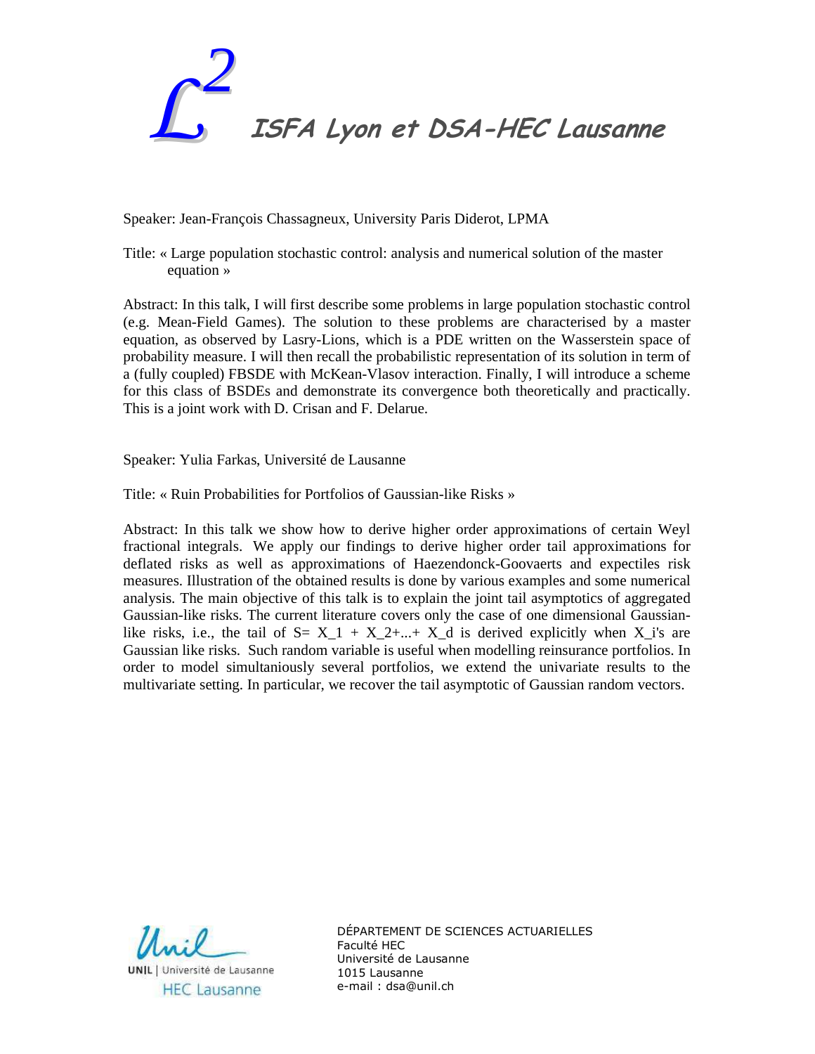# $\mathcal{L}^2$ ISFA Lyon et DSA-HEC Lausanne

Speaker: Jean-François Chassagneux, University Paris Diderot, LPMA

Title: « Large population stochastic control: analysis and numerical solution of the master equation »

Abstract: In this talk, I will first describe some problems in large population stochastic control (e.g. Mean-Field Games). The solution to these problems are characterised by a master equation, as observed by Lasry-Lions, which is a PDE written on the Wasserstein space of probability measure. I will then recall the probabilistic representation of its solution in term of a (fully coupled) FBSDE with McKean-Vlasov interaction. Finally, I will introduce a scheme for this class of BSDEs and demonstrate its convergence both theoretically and practically. This is a joint work with D. Crisan and F. Delarue.

Speaker: Yulia Farkas, Université de Lausanne

Title: « Ruin Probabilities for Portfolios of Gaussian-like Risks »

Abstract: In this talk we show how to derive higher order approximations of certain Weyl fractional integrals. We apply our findings to derive higher order tail approximations for deflated risks as well as approximations of Haezendonck-Goovaerts and expectiles risk measures. Illustration of the obtained results is done by various examples and some numerical analysis. The main objective of this talk is to explain the joint tail asymptotics of aggregated Gaussian-like risks. The current literature covers only the case of one dimensional Gaussian-like risks, i.e., the tail of $S = X_1 + X_2 + \ldots + X_d$ is derived explicitly when $X_i$'s are Gaussian like risks. Such random variable is useful when modelling reinsurance portfolios. In order to model simultaniously several portfolios, we extend the univariate results to the multivariate setting. In particular, we recover the tail asymptotic of Gaussian random vectors.

UNIL | Université de Lausanne
HEC Lausanne

DÉPARTEMENT DE SCIENCES ACTUARIELLES
Faculté HEC
Université de Lausanne
1015 Lausanne
e-mail : dsa@unil.ch